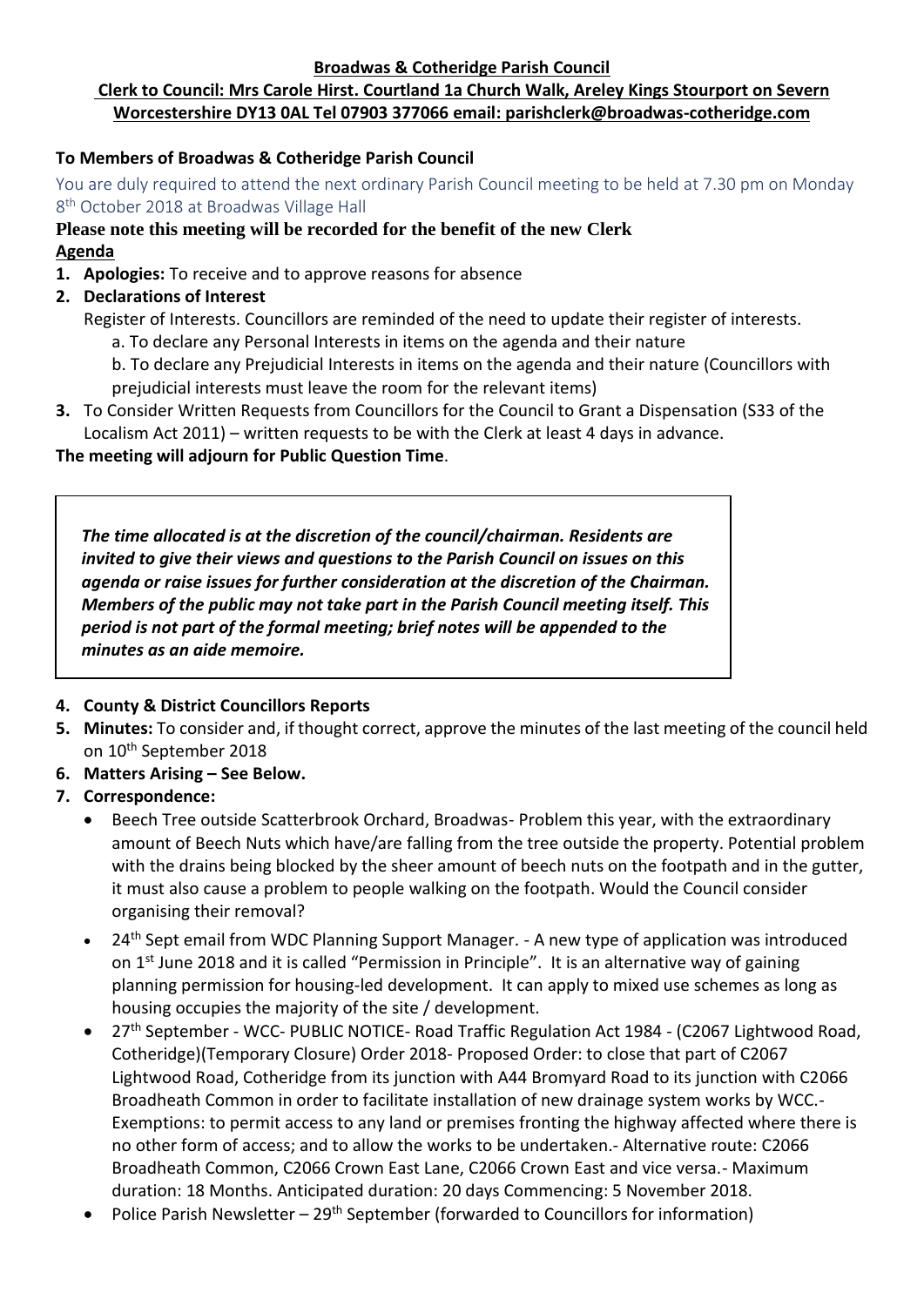**Broadwas & Cotheridge Parish Council**

**Clerk to Council: Mrs Carole Hirst. Courtland 1a Church Walk, Areley Kings Stourport on Severn Worcestershire DY13 0AL Tel 07903 377066 email: parishclerk@broadwas-cotheridge.com**

**To Members of Broadwas & Cotheridge Parish Council**

You are duly required to attend the next ordinary Parish Council meeting to be held at 7.30 pm on Monday 8th October 2018 at Broadwas Village Hall

**Please note this meeting will be recorded for the benefit of the new Clerk**

**Agenda**

1. **Apologies:** To receive and to approve reasons for absence
2. **Declarations of Interest**
   Register of Interests. Councillors are reminded of the need to update their register of interests.
   a. To declare any Personal Interests in items on the agenda and their nature
   b. To declare any Prejudicial Interests in items on the agenda and their nature (Councillors with prejudicial interests must leave the room for the relevant items)
3. To Consider Written Requests from Councillors for the Council to Grant a Dispensation (S33 of the Localism Act 2011) – written requests to be with the Clerk at least 4 days in advance.

**The meeting will adjourn for Public Question Time**.

***The time allocated is at the discretion of the council/chairman. Residents are invited to give their views and questions to the Parish Council on issues on this agenda or raise issues for further consideration at the discretion of the Chairman. Members of the public may not take part in the Parish Council meeting itself. This period is not part of the formal meeting; brief notes will be appended to the minutes as an aide memoire.***

4. **County & District Councillors Reports**
5. **Minutes:** To consider and, if thought correct, approve the minutes of the last meeting of the council held on 10th September 2018
6. **Matters Arising – See Below.**
7. **Correspondence:**
   - Beech Tree outside Scatterbrook Orchard, Broadwas- Problem this year, with the extraordinary amount of Beech Nuts which have/are falling from the tree outside the property. Potential problem with the drains being blocked by the sheer amount of beech nuts on the footpath and in the gutter, it must also cause a problem to people walking on the footpath. Would the Council consider organising their removal?
   - 24th Sept email from WDC Planning Support Manager. - A new type of application was introduced on 1st June 2018 and it is called "Permission in Principle". It is an alternative way of gaining planning permission for housing-led development. It can apply to mixed use schemes as long as housing occupies the majority of the site / development.
   - 27th September - WCC- PUBLIC NOTICE- Road Traffic Regulation Act 1984 - (C2067 Lightwood Road, Cotheridge)(Temporary Closure) Order 2018- Proposed Order: to close that part of C2067 Lightwood Road, Cotheridge from its junction with A44 Bromyard Road to its junction with C2066 Broadheath Common in order to facilitate installation of new drainage system works by WCC.- Exemptions: to permit access to any land or premises fronting the highway affected where there is no other form of access; and to allow the works to be undertaken.- Alternative route: C2066 Broadheath Common, C2066 Crown East Lane, C2066 Crown East and vice versa.- Maximum duration: 18 Months. Anticipated duration: 20 days Commencing: 5 November 2018.
   - Police Parish Newsletter – 29th September (forwarded to Councillors for information)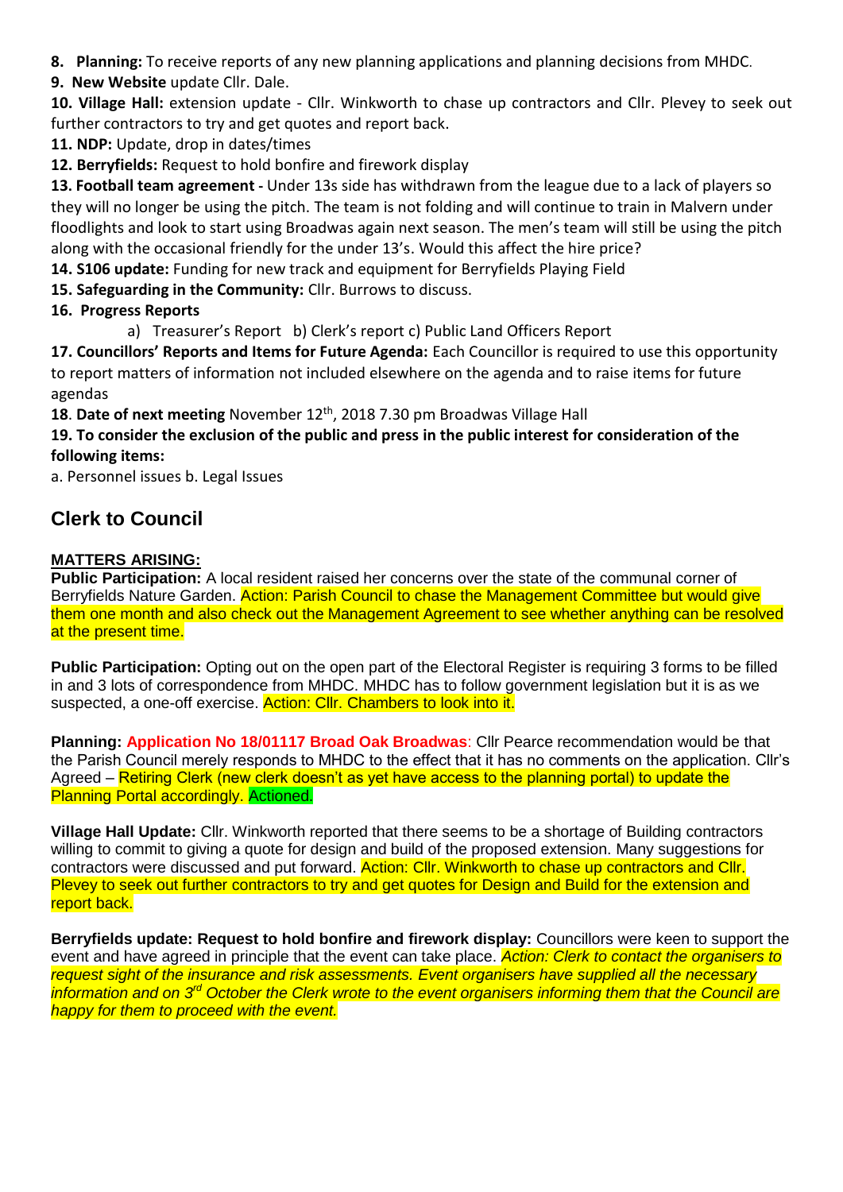**8. Planning:** To receive reports of any new planning applications and planning decisions from MHDC.

**9. New Website** update Cllr. Dale.

**10. Village Hall:** extension update - Cllr. Winkworth to chase up contractors and Cllr. Plevey to seek out further contractors to try and get quotes and report back.

**11. NDP:** Update, drop in dates/times

**12. Berryfields:** Request to hold bonfire and firework display

**13. Football team agreement -** Under 13s side has withdrawn from the league due to a lack of players so they will no longer be using the pitch. The team is not folding and will continue to train in Malvern under floodlights and look to start using Broadwas again next season. The men's team will still be using the pitch along with the occasional friendly for the under 13's. Would this affect the hire price?

**14. S106 update:** Funding for new track and equipment for Berryfields Playing Field

**15. Safeguarding in the Community:** Cllr. Burrows to discuss.

**16. Progress Reports**

a) Treasurer's Report b) Clerk's report c) Public Land Officers Report

**17. Councillors' Reports and Items for Future Agenda:** Each Councillor is required to use this opportunity to report matters of information not included elsewhere on the agenda and to raise items for future agendas

**18. Date of next meeting** November 12th, 2018 7.30 pm Broadwas Village Hall

**19. To consider the exclusion of the public and press in the public interest for consideration of the following items:**

a. Personnel issues b. Legal Issues

## Clerk to Council

**MATTERS ARISING:**

**Public Participation:** A local resident raised her concerns over the state of the communal corner of Berryfields Nature Garden. Action: Parish Council to chase the Management Committee but would give them one month and also check out the Management Agreement to see whether anything can be resolved at the present time.

**Public Participation:** Opting out on the open part of the Electoral Register is requiring 3 forms to be filled in and 3 lots of correspondence from MHDC. MHDC has to follow government legislation but it is as we suspected, a one-off exercise. Action: Cllr. Chambers to look into it.

**Planning: Application No 18/01117 Broad Oak Broadwas**: Cllr Pearce recommendation would be that the Parish Council merely responds to MHDC to the effect that it has no comments on the application. Cllr's Agreed – Retiring Clerk (new clerk doesn't as yet have access to the planning portal) to update the Planning Portal accordingly. Actioned.

**Village Hall Update:** Cllr. Winkworth reported that there seems to be a shortage of Building contractors willing to commit to giving a quote for design and build of the proposed extension. Many suggestions for contractors were discussed and put forward. Action: Cllr. Winkworth to chase up contractors and Cllr. Plevey to seek out further contractors to try and get quotes for Design and Build for the extension and report back.

**Berryfields update: Request to hold bonfire and firework display:** Councillors were keen to support the event and have agreed in principle that the event can take place. *Action: Clerk to contact the organisers to request sight of the insurance and risk assessments. Event organisers have supplied all the necessary information and on 3rd October the Clerk wrote to the event organisers informing them that the Council are happy for them to proceed with the event.*